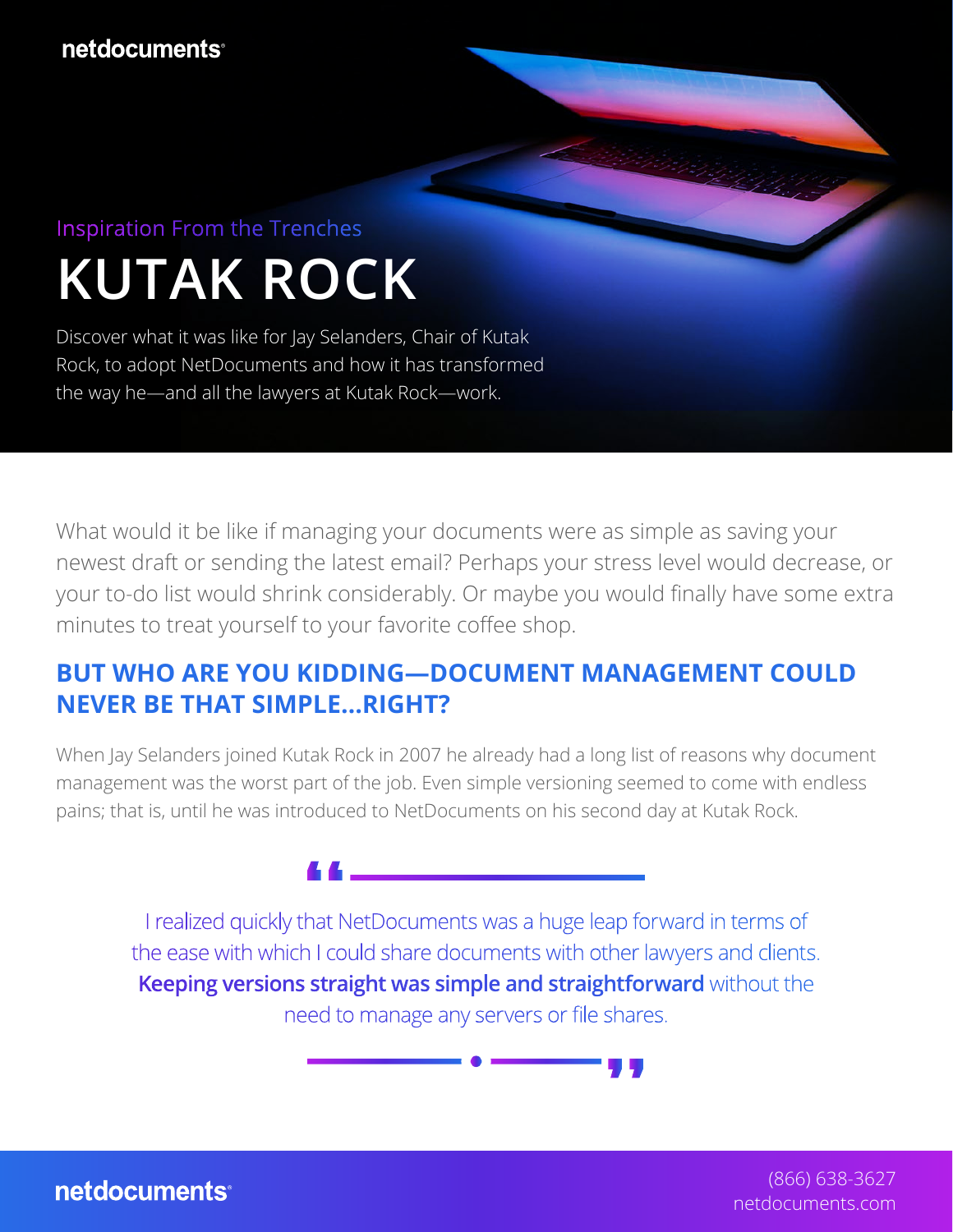Inspiration From the Trenches

# KUTAK ROCK

Discover what it was like for Jay Selanders, Chair of Kutak Rock, to adopt NetDocuments and how it has transformed the way he—and all the lawyers at Kutak Rock—work.

What would it be like if managing your documents were as simple as saving your newest draft or sending the latest email? Perhaps your stress level would decrease, or your to-do list would shrink considerably. Or maybe you would finally have some extra minutes to treat yourself to your favorite coffee shop.

## BUT WHO ARE YOU KIDDING—DOCUMENT MANAGEMENT COULD NEVER BE THAT SIMPLE...RIGHT?

When Jay Selanders joined Kutak Rock in 2007 he already had a long list of reasons why document management was the worst part of the job. Even simple versioning seemed to come with endless pains; that is, until he was introduced to NetDocuments on his second day at Kutak Rock.

> "I realized quickly that NetDocuments was a huge leap forward in terms of the ease with which I could share documents with other lawyers and clients. **Keeping versions straight was simple and straightforward** without the need to manage any servers or file shares."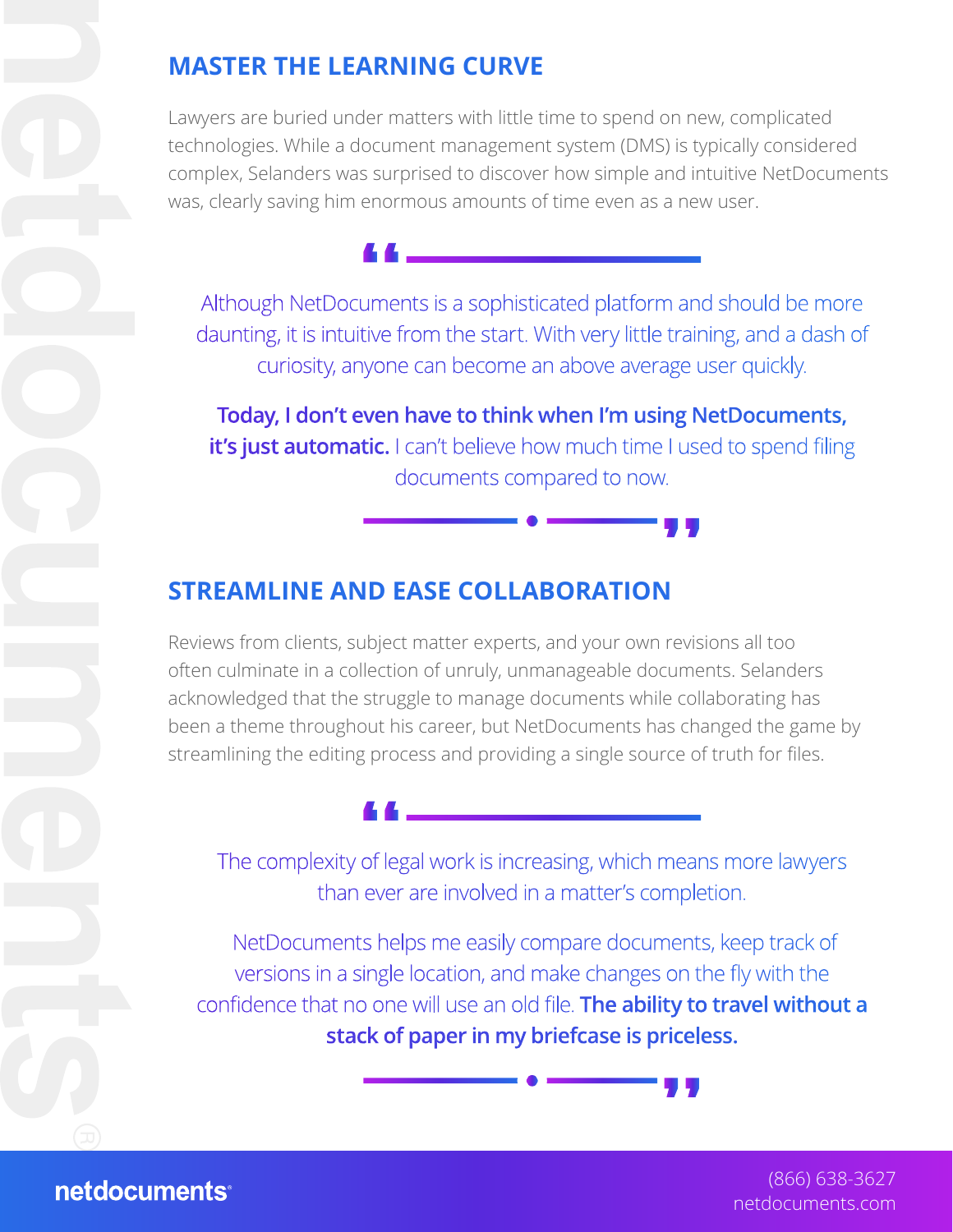## MASTER THE LEARNING CURVE

Lawyers are buried under matters with little time to spend on new, complicated technologies. While a document management system (DMS) is typically considered complex, Selanders was surprised to discover how simple and intuitive NetDocuments was, clearly saving him enormous amounts of time even as a new user.

> Although NetDocuments is a sophisticated platform and should be more daunting, it is intuitive from the start. With very little training, and a dash of curiosity, anyone can become an above average user quickly.
>
> **Today, I don't even have to think when I'm using NetDocuments, it's just automatic.** I can't believe how much time I used to spend filing documents compared to now.

## STREAMLINE AND EASE COLLABORATION

Reviews from clients, subject matter experts, and your own revisions all too often culminate in a collection of unruly, unmanageable documents. Selanders acknowledged that the struggle to manage documents while collaborating has been a theme throughout his career, but NetDocuments has changed the game by streamlining the editing process and providing a single source of truth for files.

> The complexity of legal work is increasing, which means more lawyers than ever are involved in a matter's completion.
>
> NetDocuments helps me easily compare documents, keep track of versions in a single location, and make changes on the fly with the confidence that no one will use an old file. **The ability to travel without a stack of paper in my briefcase is priceless.**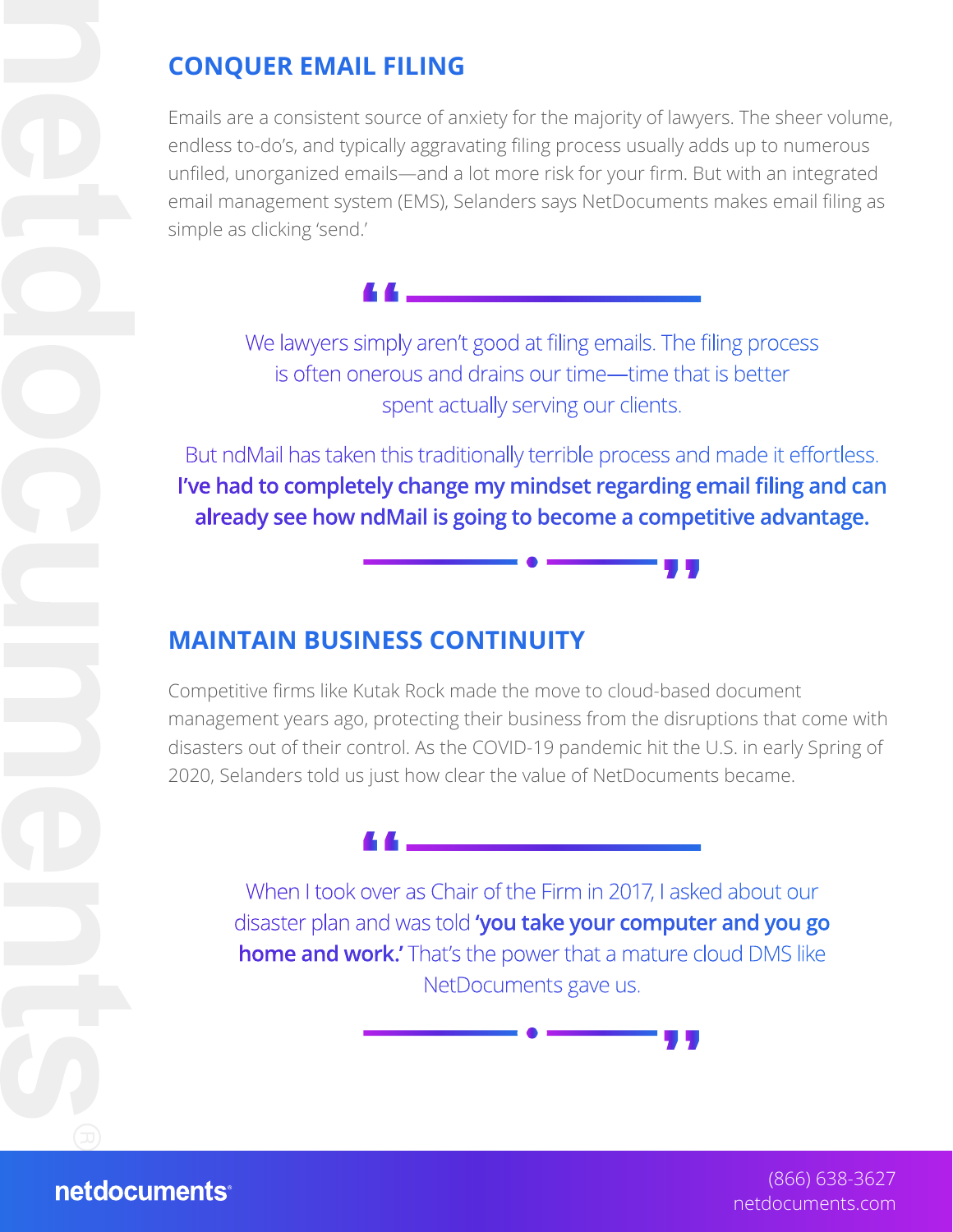## CONQUER EMAIL FILING

Emails are a consistent source of anxiety for the majority of lawyers. The sheer volume, endless to-do's, and typically aggravating filing process usually adds up to numerous unfiled, unorganized emails—and a lot more risk for your firm. But with an integrated email management system (EMS), Selanders says NetDocuments makes email filing as simple as clicking 'send.'

> We lawyers simply aren't good at filing emails. The filing process is often onerous and drains our time—time that is better spent actually serving our clients.
>
> But ndMail has taken this traditionally terrible process and made it effortless. **I've had to completely change my mindset regarding email filing and can already see how ndMail is going to become a competitive advantage.**

## MAINTAIN BUSINESS CONTINUITY

Competitive firms like Kutak Rock made the move to cloud-based document management years ago, protecting their business from the disruptions that come with disasters out of their control. As the COVID-19 pandemic hit the U.S. in early Spring of 2020, Selanders told us just how clear the value of NetDocuments became.

> When I took over as Chair of the Firm in 2017, I asked about our disaster plan and was told **'you take your computer and you go home and work.'** That's the power that a mature cloud DMS like NetDocuments gave us.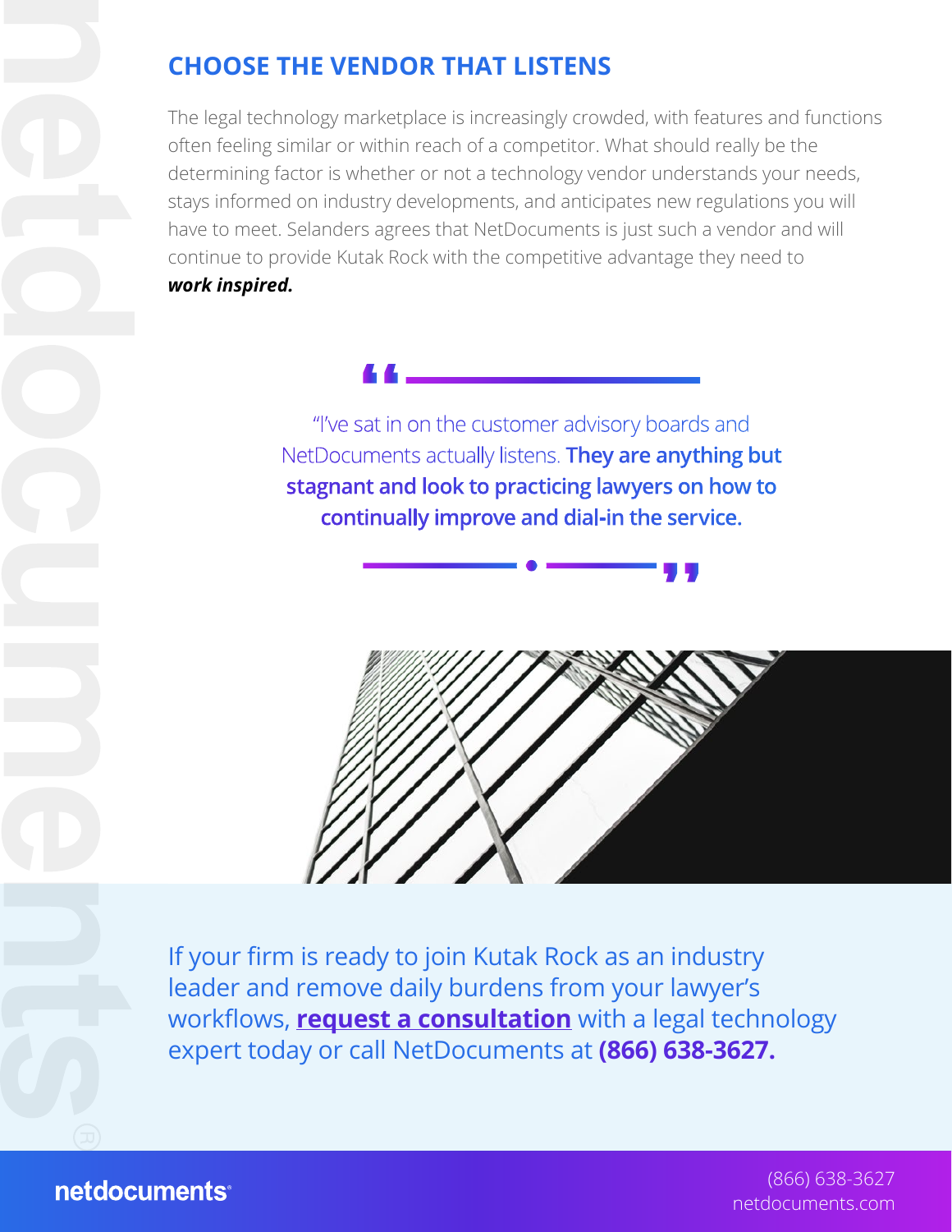## CHOOSE THE VENDOR THAT LISTENS

The legal technology marketplace is increasingly crowded, with features and functions often feeling similar or within reach of a competitor. What should really be the determining factor is whether or not a technology vendor understands your needs, stays informed on industry developments, and anticipates new regulations you will have to meet. Selanders agrees that NetDocuments is just such a vendor and will continue to provide Kutak Rock with the competitive advantage they need to ***work inspired.***

> "I've sat in on the customer advisory boards and NetDocuments actually listens. **They are anything but stagnant and look to practicing lawyers on how to continually improve and dial-in the service.**"

If your firm is ready to join Kutak Rock as an industry leader and remove daily burdens from your lawyer's workflows, **request a consultation** with a legal technology expert today or call NetDocuments at **(866) 638-3627.**